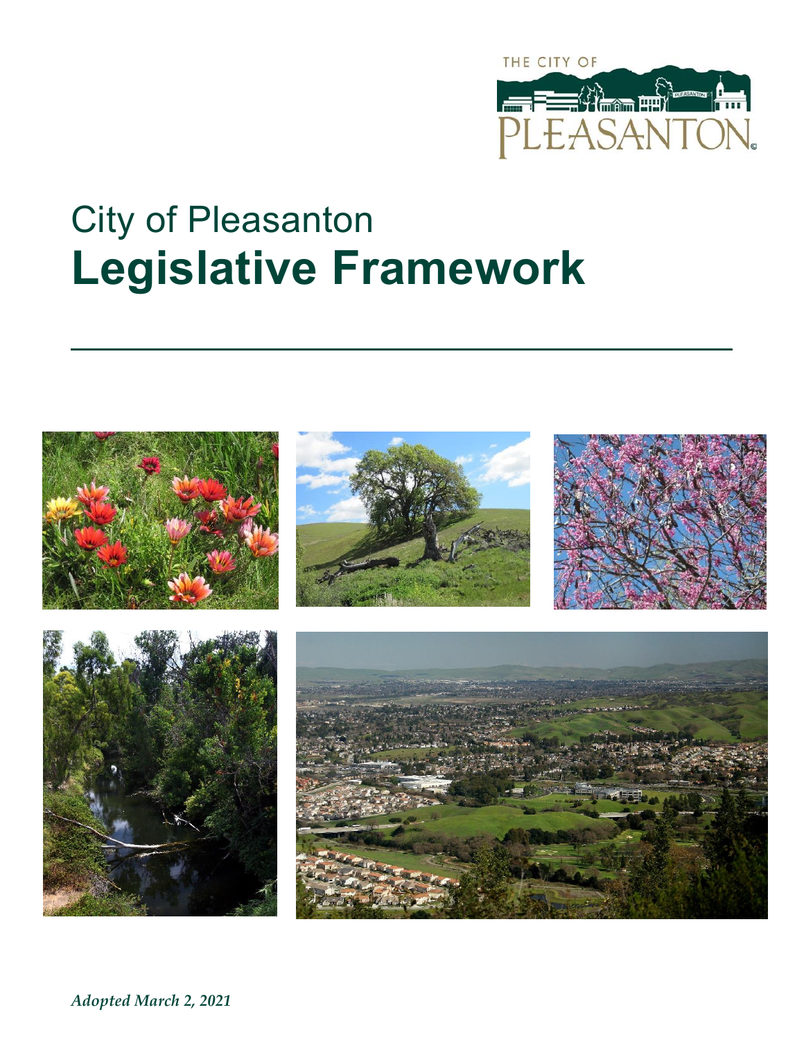THE CITY OF PLEASANTON

# City of Pleasanton
# **Legislative Framework**

*Adopted March 2, 2021*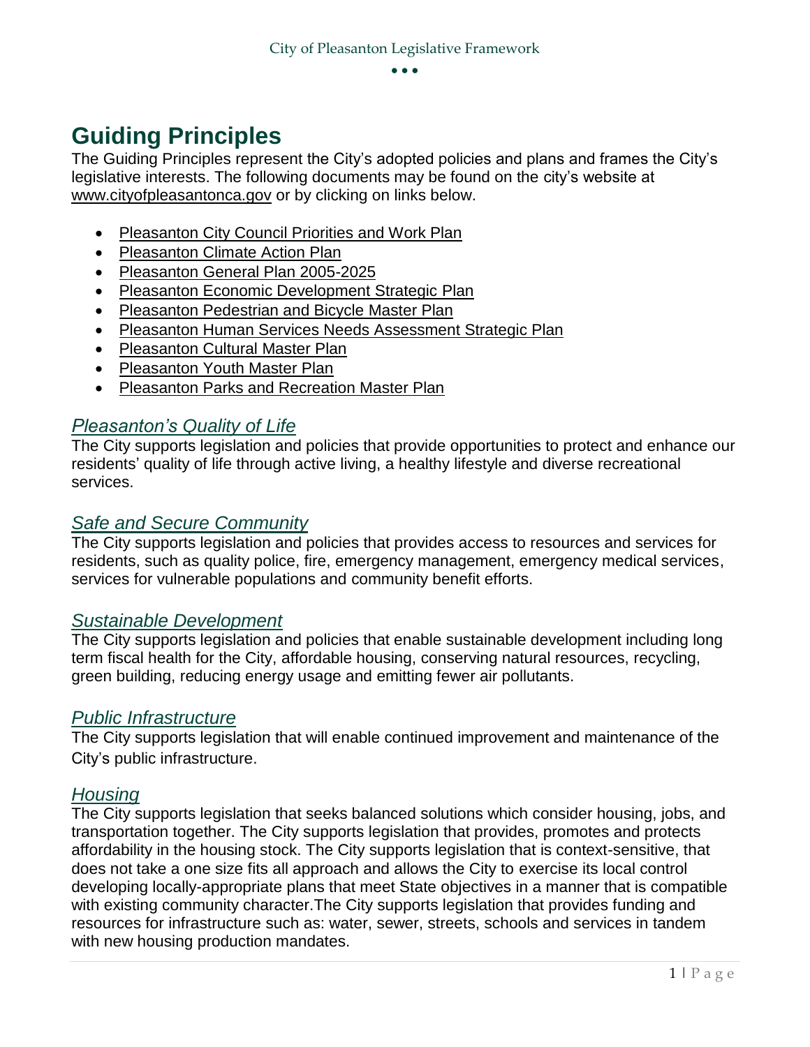# Guiding Principles

The Guiding Principles represent the City's adopted policies and plans and frames the City's legislative interests. The following documents may be found on the city's website at www.cityofpleasantonca.gov or by clicking on links below.

- Pleasanton City Council Priorities and Work Plan
- Pleasanton Climate Action Plan
- Pleasanton General Plan 2005-2025
- Pleasanton Economic Development Strategic Plan
- Pleasanton Pedestrian and Bicycle Master Plan
- Pleasanton Human Services Needs Assessment Strategic Plan
- Pleasanton Cultural Master Plan
- Pleasanton Youth Master Plan
- Pleasanton Parks and Recreation Master Plan

## *Pleasanton's Quality of Life*

The City supports legislation and policies that provide opportunities to protect and enhance our residents' quality of life through active living, a healthy lifestyle and diverse recreational services.

## *Safe and Secure Community*

The City supports legislation and policies that provides access to resources and services for residents, such as quality police, fire, emergency management, emergency medical services, services for vulnerable populations and community benefit efforts.

## *Sustainable Development*

The City supports legislation and policies that enable sustainable development including long term fiscal health for the City, affordable housing, conserving natural resources, recycling, green building, reducing energy usage and emitting fewer air pollutants.

## *Public Infrastructure*

The City supports legislation that will enable continued improvement and maintenance of the City's public infrastructure.

## *Housing*

The City supports legislation that seeks balanced solutions which consider housing, jobs, and transportation together. The City supports legislation that provides, promotes and protects affordability in the housing stock. The City supports legislation that is context-sensitive, that does not take a one size fits all approach and allows the City to exercise its local control developing locally-appropriate plans that meet State objectives in a manner that is compatible with existing community character.The City supports legislation that provides funding and resources for infrastructure such as: water, sewer, streets, schools and services in tandem with new housing production mandates.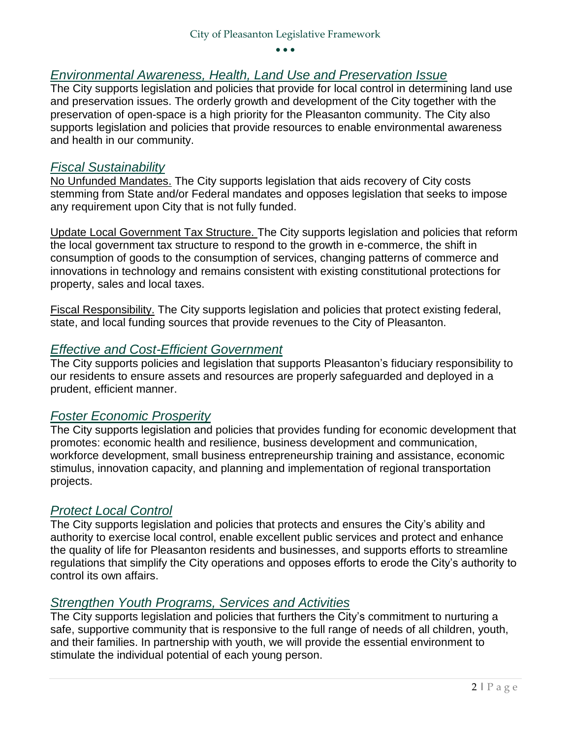## *Environmental Awareness, Health, Land Use and Preservation Issue*

The City supports legislation and policies that provide for local control in determining land use and preservation issues. The orderly growth and development of the City together with the preservation of open-space is a high priority for the Pleasanton community. The City also supports legislation and policies that provide resources to enable environmental awareness and health in our community.

## *Fiscal Sustainability*

No Unfunded Mandates. The City supports legislation that aids recovery of City costs stemming from State and/or Federal mandates and opposes legislation that seeks to impose any requirement upon City that is not fully funded.

Update Local Government Tax Structure. The City supports legislation and policies that reform the local government tax structure to respond to the growth in e-commerce, the shift in consumption of goods to the consumption of services, changing patterns of commerce and innovations in technology and remains consistent with existing constitutional protections for property, sales and local taxes.

Fiscal Responsibility. The City supports legislation and policies that protect existing federal, state, and local funding sources that provide revenues to the City of Pleasanton.

## *Effective and Cost-Efficient Government*

The City supports policies and legislation that supports Pleasanton's fiduciary responsibility to our residents to ensure assets and resources are properly safeguarded and deployed in a prudent, efficient manner.

## *Foster Economic Prosperity*

The City supports legislation and policies that provides funding for economic development that promotes: economic health and resilience, business development and communication, workforce development, small business entrepreneurship training and assistance, economic stimulus, innovation capacity, and planning and implementation of regional transportation projects.

## *Protect Local Control*

The City supports legislation and policies that protects and ensures the City's ability and authority to exercise local control, enable excellent public services and protect and enhance the quality of life for Pleasanton residents and businesses, and supports efforts to streamline regulations that simplify the City operations and opposes efforts to erode the City's authority to control its own affairs.

## *Strengthen Youth Programs, Services and Activities*

The City supports legislation and policies that furthers the City's commitment to nurturing a safe, supportive community that is responsive to the full range of needs of all children, youth, and their families. In partnership with youth, we will provide the essential environment to stimulate the individual potential of each young person.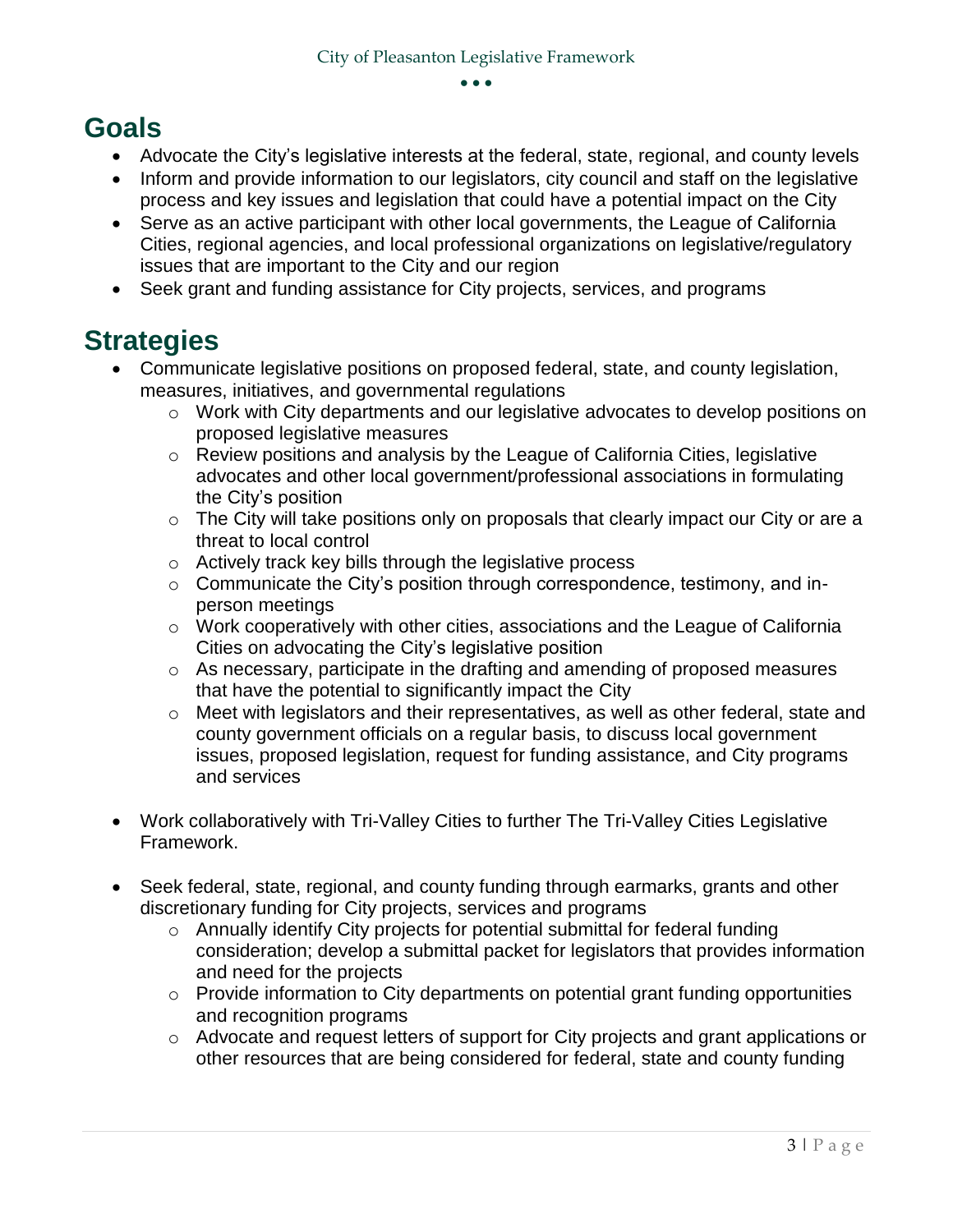## Goals

- Advocate the City's legislative interests at the federal, state, regional, and county levels
- Inform and provide information to our legislators, city council and staff on the legislative process and key issues and legislation that could have a potential impact on the City
- Serve as an active participant with other local governments, the League of California Cities, regional agencies, and local professional organizations on legislative/regulatory issues that are important to the City and our region
- Seek grant and funding assistance for City projects, services, and programs

## Strategies

- Communicate legislative positions on proposed federal, state, and county legislation, measures, initiatives, and governmental regulations
  - Work with City departments and our legislative advocates to develop positions on proposed legislative measures
  - Review positions and analysis by the League of California Cities, legislative advocates and other local government/professional associations in formulating the City's position
  - The City will take positions only on proposals that clearly impact our City or are a threat to local control
  - Actively track key bills through the legislative process
  - Communicate the City's position through correspondence, testimony, and in-person meetings
  - Work cooperatively with other cities, associations and the League of California Cities on advocating the City's legislative position
  - As necessary, participate in the drafting and amending of proposed measures that have the potential to significantly impact the City
  - Meet with legislators and their representatives, as well as other federal, state and county government officials on a regular basis, to discuss local government issues, proposed legislation, request for funding assistance, and City programs and services

- Work collaboratively with Tri-Valley Cities to further The Tri-Valley Cities Legislative Framework.

- Seek federal, state, regional, and county funding through earmarks, grants and other discretionary funding for City projects, services and programs
  - Annually identify City projects for potential submittal for federal funding consideration; develop a submittal packet for legislators that provides information and need for the projects
  - Provide information to City departments on potential grant funding opportunities and recognition programs
  - Advocate and request letters of support for City projects and grant applications or other resources that are being considered for federal, state and county funding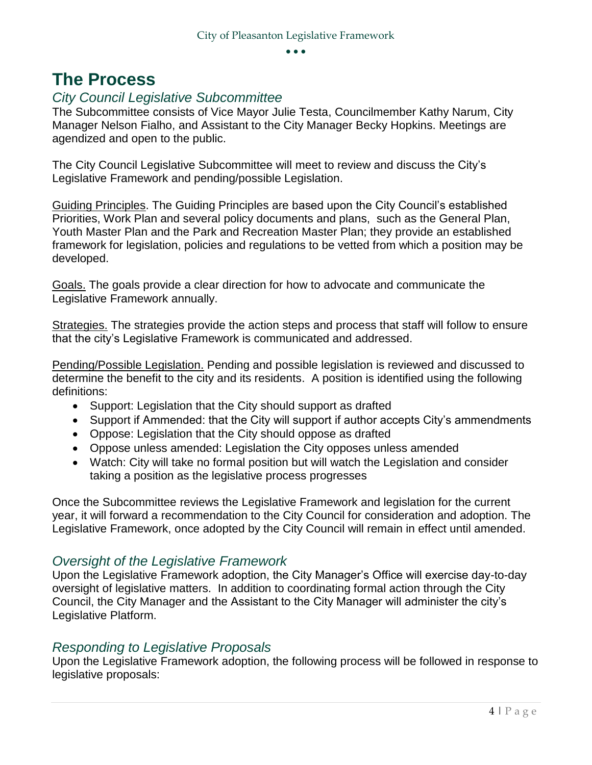# The Process

## *City Council Legislative Subcommittee*

The Subcommittee consists of Vice Mayor Julie Testa, Councilmember Kathy Narum, City Manager Nelson Fialho, and Assistant to the City Manager Becky Hopkins. Meetings are agendized and open to the public.

The City Council Legislative Subcommittee will meet to review and discuss the City's Legislative Framework and pending/possible Legislation.

<u>Guiding Principles</u>. The Guiding Principles are based upon the City Council's established Priorities, Work Plan and several policy documents and plans, such as the General Plan, Youth Master Plan and the Park and Recreation Master Plan; they provide an established framework for legislation, policies and regulations to be vetted from which a position may be developed.

<u>Goals.</u> The goals provide a clear direction for how to advocate and communicate the Legislative Framework annually.

<u>Strategies.</u> The strategies provide the action steps and process that staff will follow to ensure that the city's Legislative Framework is communicated and addressed.

<u>Pending/Possible Legislation.</u> Pending and possible legislation is reviewed and discussed to determine the benefit to the city and its residents. A position is identified using the following definitions:

- Support: Legislation that the City should support as drafted
- Support if Ammended: that the City will support if author accepts City's ammendments
- Oppose: Legislation that the City should oppose as drafted
- Oppose unless amended: Legislation the City opposes unless amended
- Watch: City will take no formal position but will watch the Legislation and consider taking a position as the legislative process progresses

Once the Subcommittee reviews the Legislative Framework and legislation for the current year, it will forward a recommendation to the City Council for consideration and adoption. The Legislative Framework, once adopted by the City Council will remain in effect until amended.

## *Oversight of the Legislative Framework*

Upon the Legislative Framework adoption, the City Manager's Office will exercise day-to-day oversight of legislative matters. In addition to coordinating formal action through the City Council, the City Manager and the Assistant to the City Manager will administer the city's Legislative Platform.

## *Responding to Legislative Proposals*

Upon the Legislative Framework adoption, the following process will be followed in response to legislative proposals: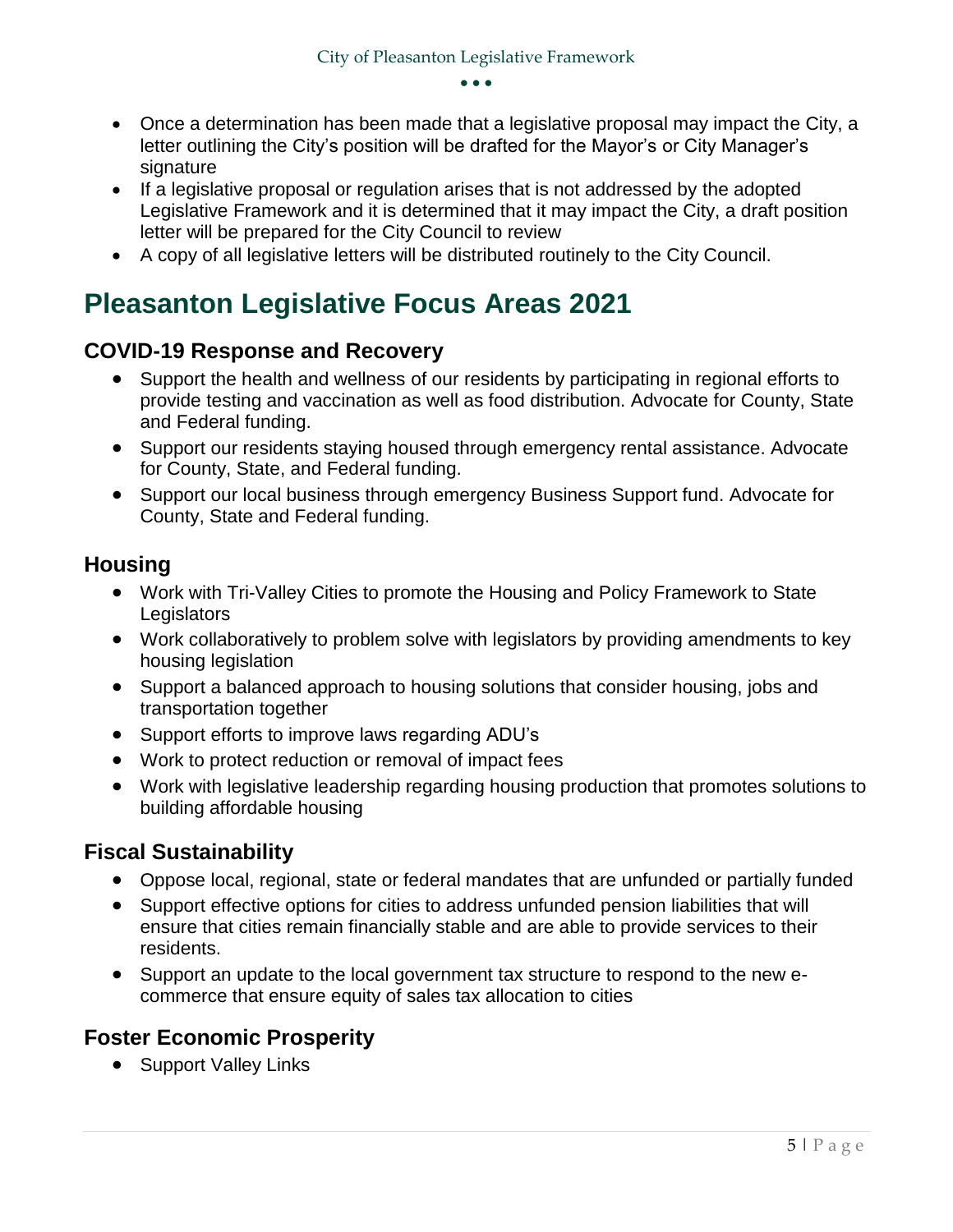- Once a determination has been made that a legislative proposal may impact the City, a letter outlining the City's position will be drafted for the Mayor's or City Manager's signature
- If a legislative proposal or regulation arises that is not addressed by the adopted Legislative Framework and it is determined that it may impact the City, a draft position letter will be prepared for the City Council to review
- A copy of all legislative letters will be distributed routinely to the City Council.

# Pleasanton Legislative Focus Areas 2021

## COVID-19 Response and Recovery

- Support the health and wellness of our residents by participating in regional efforts to provide testing and vaccination as well as food distribution. Advocate for County, State and Federal funding.
- Support our residents staying housed through emergency rental assistance. Advocate for County, State, and Federal funding.
- Support our local business through emergency Business Support fund. Advocate for County, State and Federal funding.

## Housing

- Work with Tri-Valley Cities to promote the Housing and Policy Framework to State Legislators
- Work collaboratively to problem solve with legislators by providing amendments to key housing legislation
- Support a balanced approach to housing solutions that consider housing, jobs and transportation together
- Support efforts to improve laws regarding ADU's
- Work to protect reduction or removal of impact fees
- Work with legislative leadership regarding housing production that promotes solutions to building affordable housing

## Fiscal Sustainability

- Oppose local, regional, state or federal mandates that are unfunded or partially funded
- Support effective options for cities to address unfunded pension liabilities that will ensure that cities remain financially stable and are able to provide services to their residents.
- Support an update to the local government tax structure to respond to the new e-commerce that ensure equity of sales tax allocation to cities

## Foster Economic Prosperity

- Support Valley Links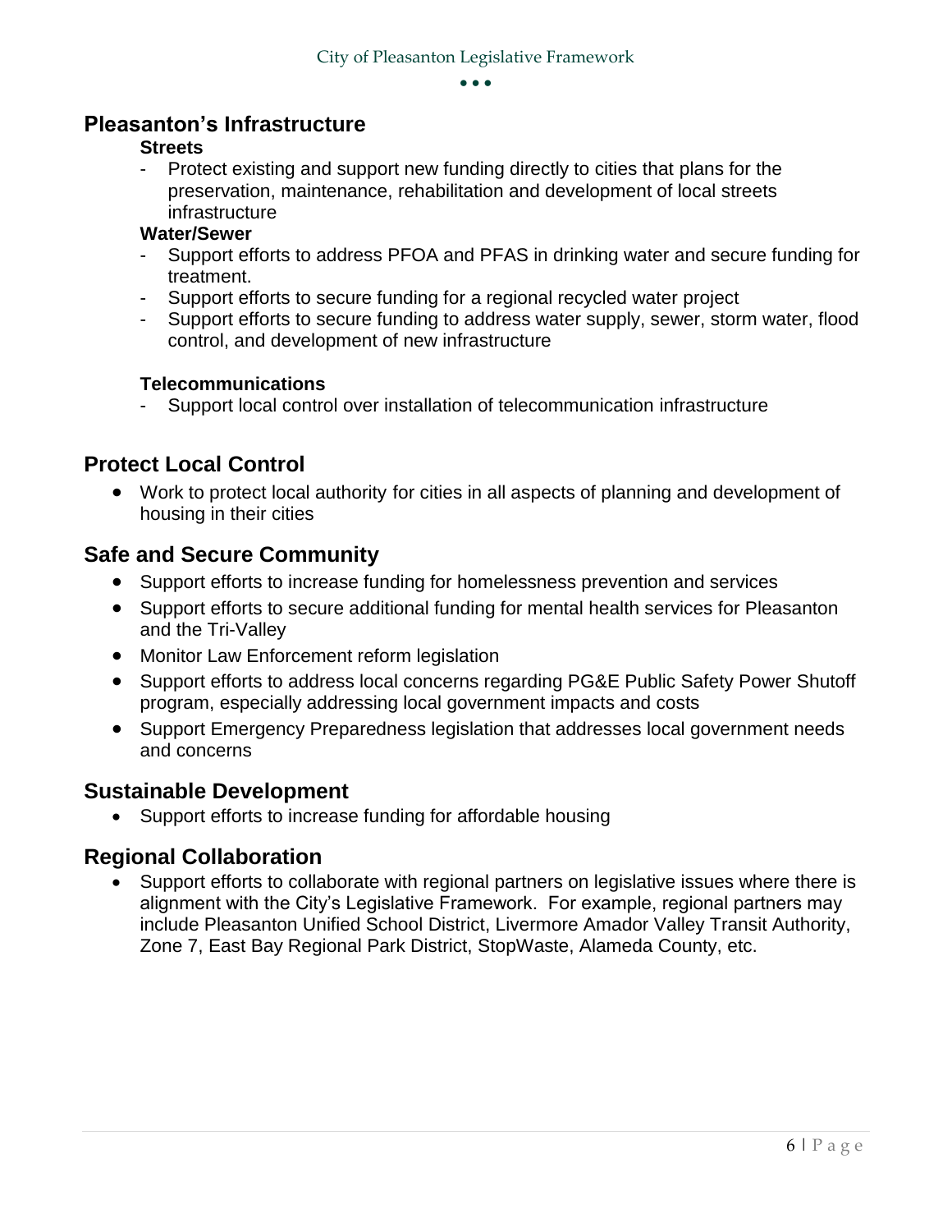## Pleasanton's Infrastructure

**Streets**

- Protect existing and support new funding directly to cities that plans for the preservation, maintenance, rehabilitation and development of local streets infrastructure

**Water/Sewer**

- Support efforts to address PFOA and PFAS in drinking water and secure funding for treatment.
- Support efforts to secure funding for a regional recycled water project
- Support efforts to secure funding to address water supply, sewer, storm water, flood control, and development of new infrastructure

**Telecommunications**

- Support local control over installation of telecommunication infrastructure

## Protect Local Control

- Work to protect local authority for cities in all aspects of planning and development of housing in their cities

## Safe and Secure Community

- Support efforts to increase funding for homelessness prevention and services
- Support efforts to secure additional funding for mental health services for Pleasanton and the Tri-Valley
- Monitor Law Enforcement reform legislation
- Support efforts to address local concerns regarding PG&E Public Safety Power Shutoff program, especially addressing local government impacts and costs
- Support Emergency Preparedness legislation that addresses local government needs and concerns

## Sustainable Development

- Support efforts to increase funding for affordable housing

## Regional Collaboration

- Support efforts to collaborate with regional partners on legislative issues where there is alignment with the City's Legislative Framework. For example, regional partners may include Pleasanton Unified School District, Livermore Amador Valley Transit Authority, Zone 7, East Bay Regional Park District, StopWaste, Alameda County, etc.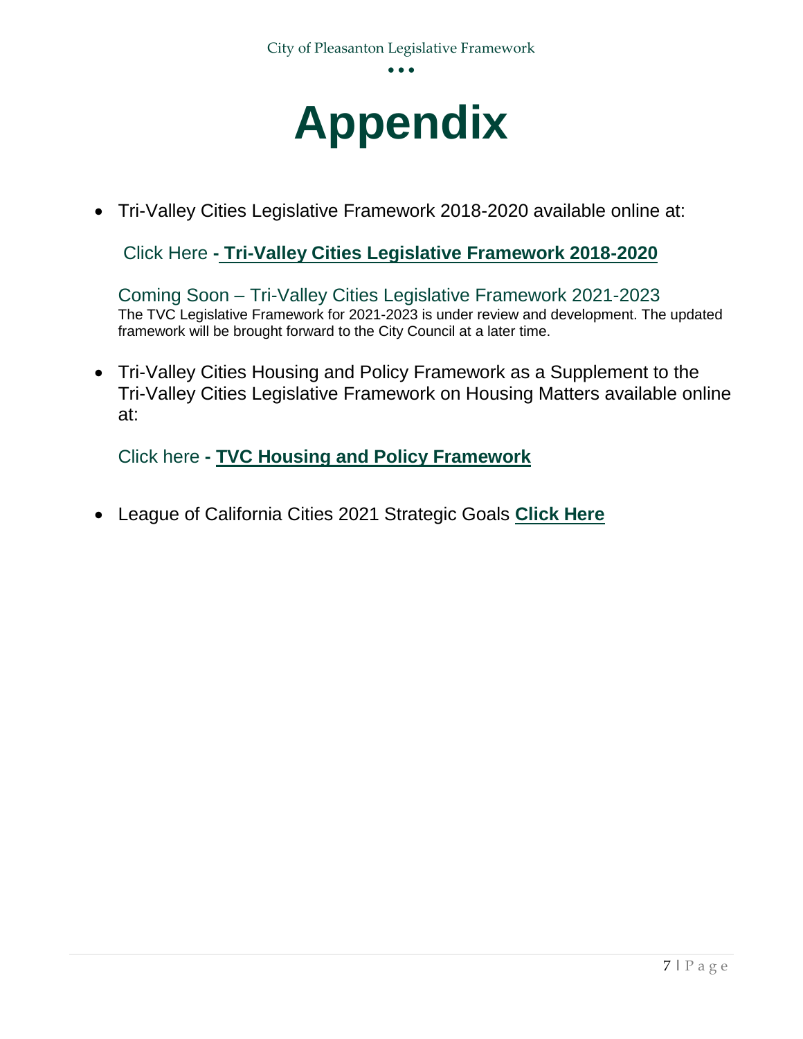# Appendix

- Tri-Valley Cities Legislative Framework 2018-2020 available online at:

  Click Here **- Tri-Valley Cities Legislative Framework 2018-2020**

  Coming Soon – Tri-Valley Cities Legislative Framework 2021-2023
  The TVC Legislative Framework for 2021-2023 is under review and development. The updated framework will be brought forward to the City Council at a later time.

- Tri-Valley Cities Housing and Policy Framework as a Supplement to the Tri-Valley Cities Legislative Framework on Housing Matters available online at:

  Click here **- TVC Housing and Policy Framework**

- League of California Cities 2021 Strategic Goals **Click Here**